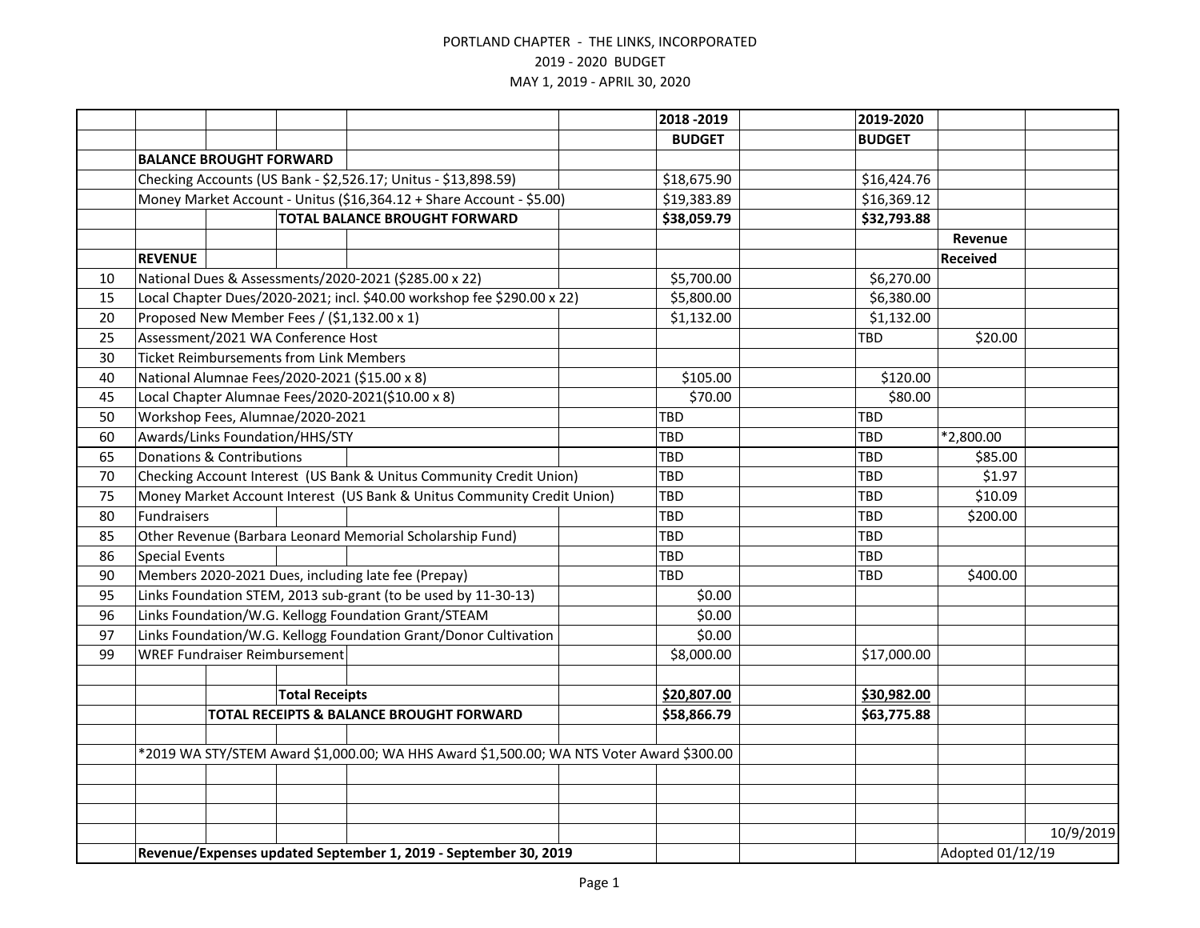PORTLAND CHAPTER - THE LINKS, INCORPORATED

2019 - 2020 BUDGET

MAY 1, 2019 - APRIL 30, 2020

| | | 2018 -2019 | 2019-2020 | |
|---|---|---|---|---|
| | | **BUDGET** | **BUDGET** | |
| | **BALANCE BROUGHT FORWARD** | | | |
| | Checking Accounts (US Bank - $2,526.17; Unitus - $13,898.59) | $18,675.90 | $16,424.76 | |
| | Money Market Account - Unitus ($16,364.12 + Share Account - $5.00) | $19,383.89 | $16,369.12 | |
| | **TOTAL BALANCE BROUGHT FORWARD** | **$38,059.79** | **$32,793.88** | |
| | | | | **Revenue** |
| | **REVENUE** | | | **Received** |
| 10 | National Dues & Assessments/2020-2021 ($285.00 x 22) | $5,700.00 | $6,270.00 | |
| 15 | Local Chapter Dues/2020-2021; incl. $40.00 workshop fee $290.00 x 22) | $5,800.00 | $6,380.00 | |
| 20 | Proposed New Member Fees / ($1,132.00 x 1) | $1,132.00 | $1,132.00 | |
| 25 | Assessment/2021 WA Conference Host | | TBD | $20.00 |
| 30 | Ticket Reimbursements from Link Members | | | |
| 40 | National Alumnae Fees/2020-2021 ($15.00 x 8) | $105.00 | $120.00 | |
| 45 | Local Chapter Alumnae Fees/2020-2021($10.00 x 8) | $70.00 | $80.00 | |
| 50 | Workshop Fees, Alumnae/2020-2021 | TBD | TBD | |
| 60 | Awards/Links Foundation/HHS/STY | TBD | TBD | *2,800.00 |
| 65 | Donations & Contributions | TBD | TBD | $85.00 |
| 70 | Checking Account Interest (US Bank & Unitus Community Credit Union) | TBD | TBD | $1.97 |
| 75 | Money Market Account Interest (US Bank & Unitus Community Credit Union) | TBD | TBD | $10.09 |
| 80 | Fundraisers | TBD | TBD | $200.00 |
| 85 | Other Revenue (Barbara Leonard Memorial Scholarship Fund) | TBD | TBD | |
| 86 | Special Events | TBD | TBD | |
| 90 | Members 2020-2021 Dues, including late fee (Prepay) | TBD | TBD | $400.00 |
| 95 | Links Foundation STEM, 2013 sub-grant (to be used by 11-30-13) | $0.00 | | |
| 96 | Links Foundation/W.G. Kellogg Foundation Grant/STEAM | $0.00 | | |
| 97 | Links Foundation/W.G. Kellogg Foundation Grant/Donor Cultivation | $0.00 | | |
| 99 | WREF Fundraiser Reimbursement | $8,000.00 | $17,000.00 | |
| | | | | |
| | **Total Receipts** | **$20,807.00** | **$30,982.00** | |
| | **TOTAL RECEIPTS & BALANCE BROUGHT FORWARD** | **$58,866.79** | **$63,775.88** | |

*2019 WA STY/STEM Award $1,000.00; WA HHS Award $1,500.00; WA NTS Voter Award $300.00

10/9/2019

**Revenue/Expenses updated September 1, 2019 - September 30, 2019**

Adopted 01/12/19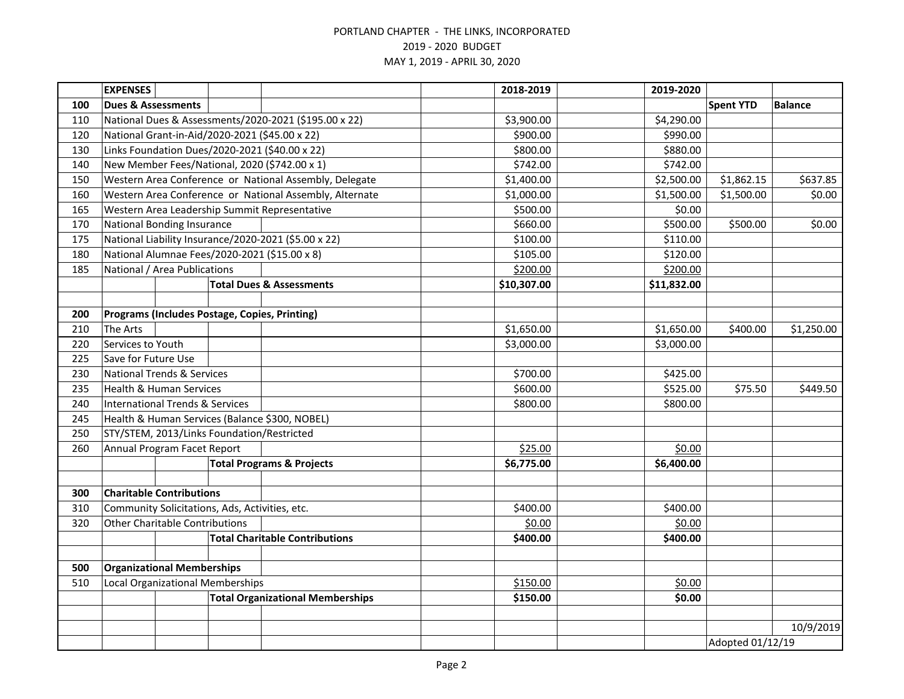PORTLAND CHAPTER - THE LINKS, INCORPORATED

2019 - 2020 BUDGET

MAY 1, 2019 - APRIL 30, 2020

| | EXPENSES | 2018-2019 | 2019-2020 | | |
|---|---|---|---|---|---|
| **100** | **Dues & Assessments** | | | **Spent YTD** | **Balance** |
| 110 | National Dues & Assessments/2020-2021 ($195.00 x 22) | $3,900.00 | $4,290.00 | | |
| 120 | National Grant-in-Aid/2020-2021 ($45.00 x 22) | $900.00 | $990.00 | | |
| 130 | Links Foundation Dues/2020-2021 ($40.00 x 22) | $800.00 | $880.00 | | |
| 140 | New Member Fees/National, 2020 ($742.00 x 1) | $742.00 | $742.00 | | |
| 150 | Western Area Conference or National Assembly, Delegate | $1,400.00 | $2,500.00 | $1,862.15 | $637.85 |
| 160 | Western Area Conference or National Assembly, Alternate | $1,000.00 | $1,500.00 | $1,500.00 | $0.00 |
| 165 | Western Area Leadership Summit Representative | $500.00 | $0.00 | | |
| 170 | National Bonding Insurance | $660.00 | $500.00 | $500.00 | $0.00 |
| 175 | National Liability Insurance/2020-2021 ($5.00 x 22) | $100.00 | $110.00 | | |
| 180 | National Alumnae Fees/2020-2021 ($15.00 x 8) | $105.00 | $120.00 | | |
| 185 | National / Area Publications | $200.00 | $200.00 | | |
| | **Total Dues & Assessments** | **$10,307.00** | **$11,832.00** | | |
| | | | | | |
| **200** | **Programs (Includes Postage, Copies, Printing)** | | | | |
| 210 | The Arts | $1,650.00 | $1,650.00 | $400.00 | $1,250.00 |
| 220 | Services to Youth | $3,000.00 | $3,000.00 | | |
| 225 | Save for Future Use | | | | |
| 230 | National Trends & Services | $700.00 | $425.00 | | |
| 235 | Health & Human Services | $600.00 | $525.00 | $75.50 | $449.50 |
| 240 | International Trends & Services | $800.00 | $800.00 | | |
| 245 | Health & Human Services (Balance $300, NOBEL) | | | | |
| 250 | STY/STEM, 2013/Links Foundation/Restricted | | | | |
| 260 | Annual Program Facet Report | $25.00 | $0.00 | | |
| | **Total Programs & Projects** | **$6,775.00** | **$6,400.00** | | |
| | | | | | |
| **300** | **Charitable Contributions** | | | | |
| 310 | Community Solicitations, Ads, Activities, etc. | $400.00 | $400.00 | | |
| 320 | Other Charitable Contributions | $0.00 | $0.00 | | |
| | **Total Charitable Contributions** | **$400.00** | **$400.00** | | |
| | | | | | |
| **500** | **Organizational Memberships** | | | | |
| 510 | Local Organizational Memberships | $150.00 | $0.00 | | |
| | **Total Organizational Memberships** | **$150.00** | **$0.00** | | |
| | | | | | |
| | | | | | 10/9/2019 |
| | | | | Adopted 01/12/19 | |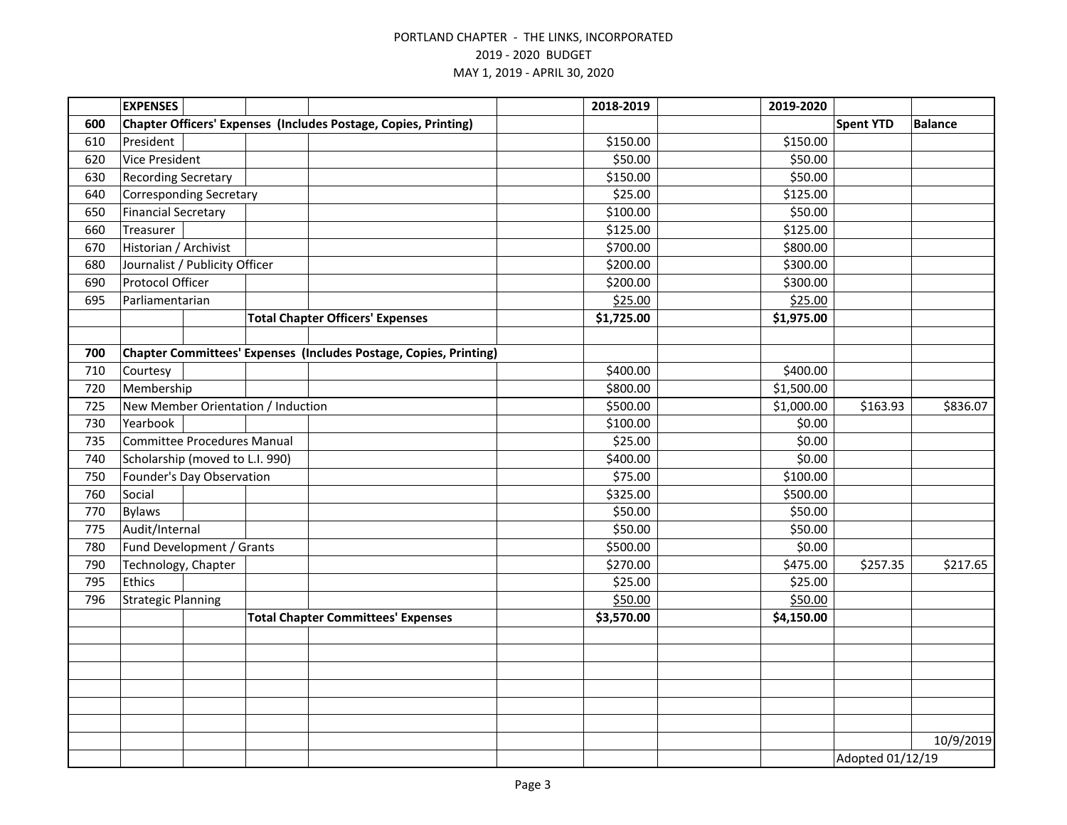PORTLAND CHAPTER - THE LINKS, INCORPORATED
2019 - 2020 BUDGET
MAY 1, 2019 - APRIL 30, 2020

| | EXPENSES | 2018-2019 | 2019-2020 | Spent YTD | Balance |
|---|---|---|---|---|---|
| 600 | **Chapter Officers' Expenses (Includes Postage, Copies, Printing)** | | | | |
| 610 | President | $150.00 | $150.00 | | |
| 620 | Vice President | $50.00 | $50.00 | | |
| 630 | Recording Secretary | $150.00 | $50.00 | | |
| 640 | Corresponding Secretary | $25.00 | $125.00 | | |
| 650 | Financial Secretary | $100.00 | $50.00 | | |
| 660 | Treasurer | $125.00 | $125.00 | | |
| 670 | Historian / Archivist | $700.00 | $800.00 | | |
| 680 | Journalist / Publicity Officer | $200.00 | $300.00 | | |
| 690 | Protocol Officer | $200.00 | $300.00 | | |
| 695 | Parliamentarian | $25.00 | $25.00 | | |
| | **Total Chapter Officers' Expenses** | **$1,725.00** | **$1,975.00** | | |
| | | | | | |
| 700 | **Chapter Committees' Expenses (Includes Postage, Copies, Printing)** | | | | |
| 710 | Courtesy | $400.00 | $400.00 | | |
| 720 | Membership | $800.00 | $1,500.00 | | |
| 725 | New Member Orientation / Induction | $500.00 | $1,000.00 | $163.93 | $836.07 |
| 730 | Yearbook | $100.00 | $0.00 | | |
| 735 | Committee Procedures Manual | $25.00 | $0.00 | | |
| 740 | Scholarship (moved to L.I. 990) | $400.00 | $0.00 | | |
| 750 | Founder's Day Observation | $75.00 | $100.00 | | |
| 760 | Social | $325.00 | $500.00 | | |
| 770 | Bylaws | $50.00 | $50.00 | | |
| 775 | Audit/Internal | $50.00 | $50.00 | | |
| 780 | Fund Development / Grants | $500.00 | $0.00 | | |
| 790 | Technology, Chapter | $270.00 | $475.00 | $257.35 | $217.65 |
| 795 | Ethics | $25.00 | $25.00 | | |
| 796 | Strategic Planning | $50.00 | $50.00 | | |
| | **Total Chapter Committees' Expenses** | **$3,570.00** | **$4,150.00** | | |

10/9/2019

Adopted 01/12/19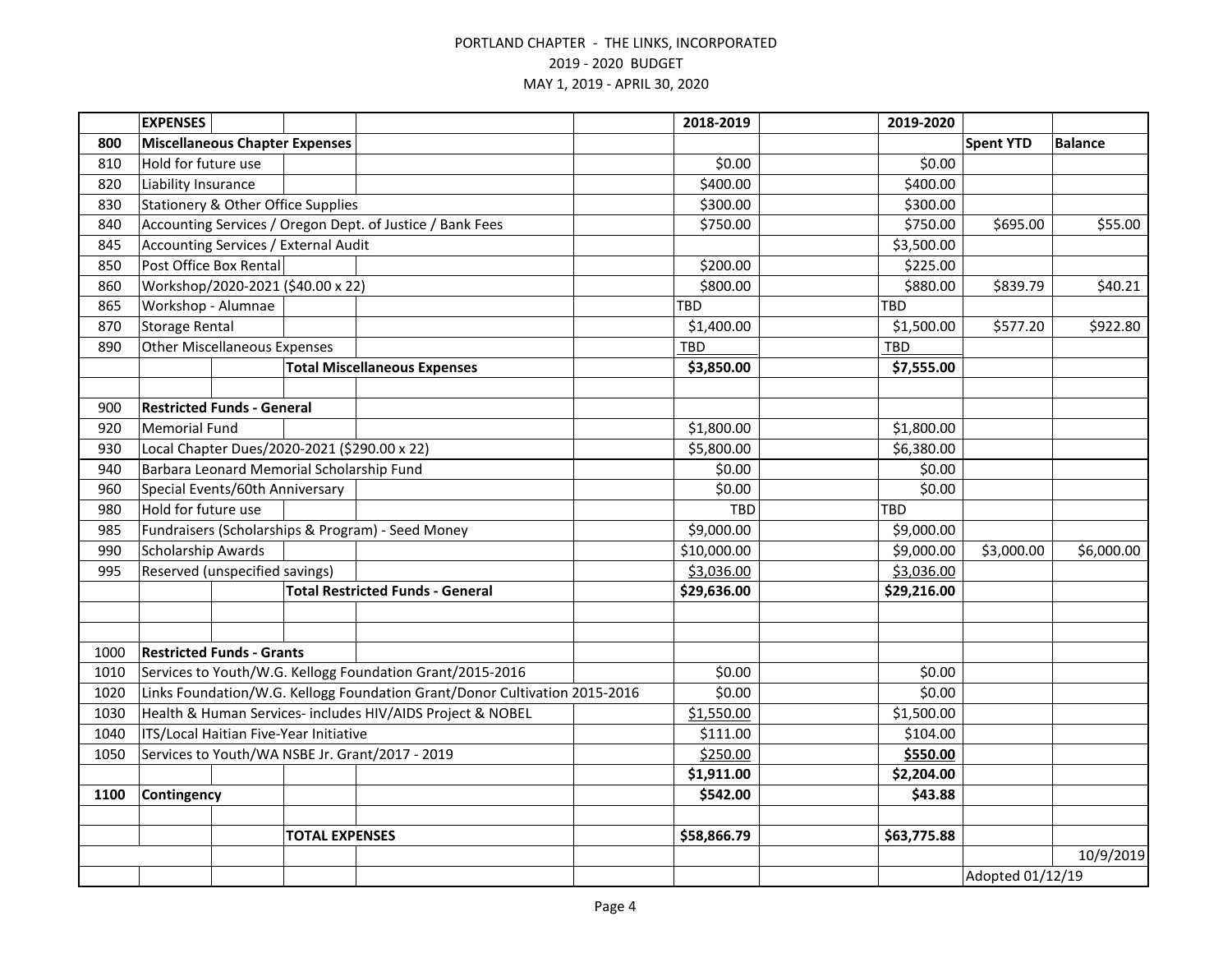PORTLAND CHAPTER - THE LINKS, INCORPORATED

2019 - 2020 BUDGET

MAY 1, 2019 - APRIL 30, 2020

| | | | | 2018-2019 | 2019-2020 | | |
|---|---|---|---|---|---|---|---|
| | **EXPENSES** | | | | | | |
| **800** | **Miscellaneous Chapter Expenses** | | | | | **Spent YTD** | **Balance** |
| 810 | Hold for future use | | | $0.00 | $0.00 | | |
| 820 | Liability Insurance | | | $400.00 | $400.00 | | |
| 830 | Stationery & Other Office Supplies | | | $300.00 | $300.00 | | |
| 840 | Accounting Services / Oregon Dept. of Justice / Bank Fees | | | $750.00 | $750.00 | $695.00 | $55.00 |
| 845 | Accounting Services / External Audit | | | | $3,500.00 | | |
| 850 | Post Office Box Rental | | | $200.00 | $225.00 | | |
| 860 | Workshop/2020-2021 ($40.00 x 22) | | | $800.00 | $880.00 | $839.79 | $40.21 |
| 865 | Workshop - Alumnae | | | TBD | TBD | | |
| 870 | Storage Rental | | | $1,400.00 | $1,500.00 | $577.20 | $922.80 |
| 890 | Other Miscellaneous Expenses | | | TBD | TBD | | |
| | | | **Total Miscellaneous Expenses** | **$3,850.00** | **$7,555.00** | | |
| | | | | | | | |
| 900 | **Restricted Funds - General** | | | | | | |
| 920 | Memorial Fund | | | $1,800.00 | $1,800.00 | | |
| 930 | Local Chapter Dues/2020-2021 ($290.00 x 22) | | | $5,800.00 | $6,380.00 | | |
| 940 | Barbara Leonard Memorial Scholarship Fund | | | $0.00 | $0.00 | | |
| 960 | Special Events/60th Anniversary | | | $0.00 | $0.00 | | |
| 980 | Hold for future use | | | TBD | TBD | | |
| 985 | Fundraisers (Scholarships & Program) - Seed Money | | | $9,000.00 | $9,000.00 | | |
| 990 | Scholarship Awards | | | $10,000.00 | $9,000.00 | $3,000.00 | $6,000.00 |
| 995 | Reserved (unspecified savings) | | | $3,036.00 | $3,036.00 | | |
| | | | **Total Restricted Funds - General** | **$29,636.00** | **$29,216.00** | | |
| | | | | | | | |
| | | | | | | | |
| 1000 | **Restricted Funds - Grants** | | | | | | |
| 1010 | Services to Youth/W.G. Kellogg Foundation Grant/2015-2016 | | | $0.00 | $0.00 | | |
| 1020 | Links Foundation/W.G. Kellogg Foundation Grant/Donor Cultivation 2015-2016 | | | $0.00 | $0.00 | | |
| 1030 | Health & Human Services- includes HIV/AIDS Project & NOBEL | | | $1,550.00 | $1,500.00 | | |
| 1040 | ITS/Local Haitian Five-Year Initiative | | | $111.00 | $104.00 | | |
| 1050 | Services to Youth/WA NSBE Jr. Grant/2017 - 2019 | | | $250.00 | **$550.00** | | |
| | | | | **$1,911.00** | **$2,204.00** | | |
| **1100** | **Contingency** | | | **$542.00** | **$43.88** | | |
| | | | | | | | |
| | | | **TOTAL EXPENSES** | **$58,866.79** | **$63,775.88** | | |
| | | | | | | | 10/9/2019 |
| | | | | | | Adopted 01/12/19 | |